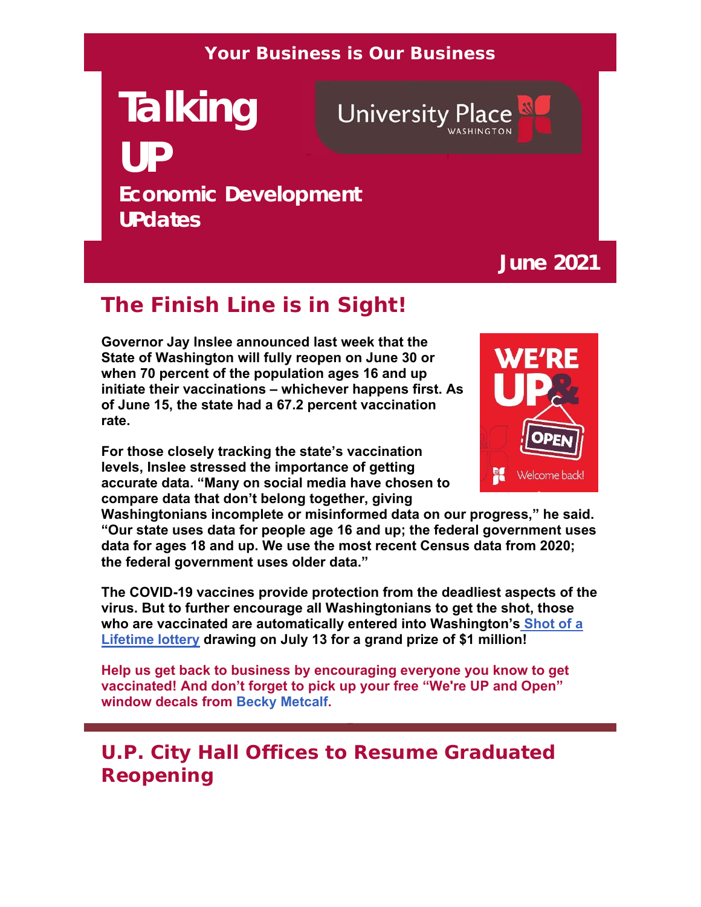Your Business is Our Business

# Talking UP

University Place WASHINGTON

**Economic Development UPdates**

**June 2021**

## The Finish Line is in Sight!

**Governor Jay Inslee announced last week that the State of Washington will fully reopen on June 30 or when 70 percent of the population ages 16 and up initiate their vaccinations – whichever happens first. As of June 15, the state had a 67.2 percent vaccination rate.**

**For those closely tracking the state's vaccination levels, Inslee stressed the importance of getting accurate data. "Many on social media have chosen to compare data that don't belong together, giving Washingtonians incomplete or misinformed data on our progress," he said. "Our state uses data for people age 16 and up; the federal government uses data for ages 18 and up. We use the most recent Census data from 2020; the federal government uses older data."**

**The COVID-19 vaccines provide protection from the deadliest aspects of the virus. But to further encourage all Washingtonians to get the shot, those who are vaccinated are automatically entered into Washington's Shot of a Lifetime lottery drawing on July 13 for a grand prize of $1 million!**

**Help us get back to business by encouraging everyone you know to get vaccinated! And don't forget to pick up your free "We're UP and Open" window decals from Becky Metcalf.**

## U.P. City Hall Offices to Resume Graduated Reopening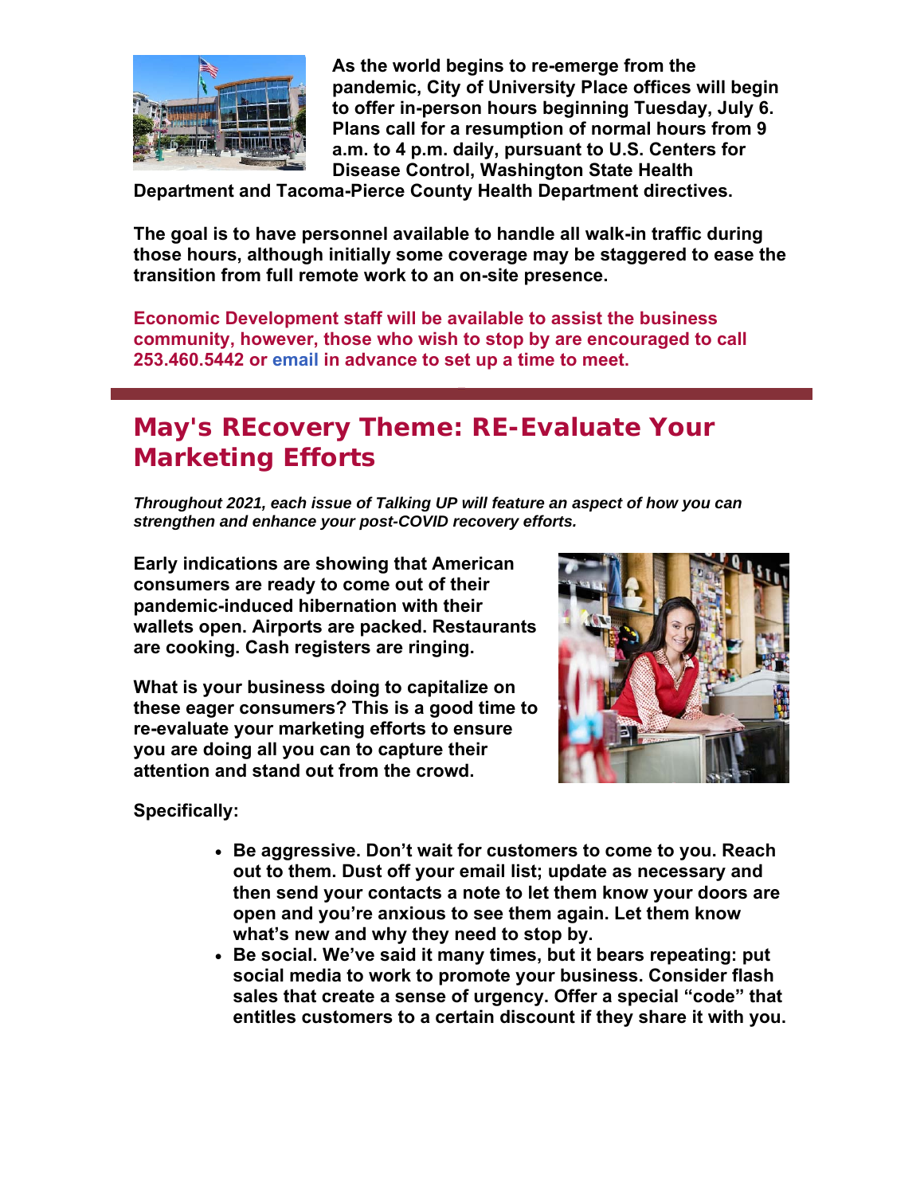**As the world begins to re-emerge from the pandemic, City of University Place offices will begin to offer in-person hours beginning Tuesday, July 6. Plans call for a resumption of normal hours from 9 a.m. to 4 p.m. daily, pursuant to U.S. Centers for Disease Control, Washington State Health Department and Tacoma-Pierce County Health Department directives.**

**The goal is to have personnel available to handle all walk-in traffic during those hours, although initially some coverage may be staggered to ease the transition from full remote work to an on-site presence.**

**Economic Development staff will be available to assist the business community, however, those who wish to stop by are encouraged to call 253.460.5442 or email in advance to set up a time to meet.**

## May's REcovery Theme: RE-Evaluate Your Marketing Efforts

***Throughout 2021, each issue of Talking UP will feature an aspect of how you can strengthen and enhance your post-COVID recovery efforts.***

**Early indications are showing that American consumers are ready to come out of their pandemic-induced hibernation with their wallets open. Airports are packed. Restaurants are cooking. Cash registers are ringing.**

**What is your business doing to capitalize on these eager consumers? This is a good time to re-evaluate your marketing efforts to ensure you are doing all you can to capture their attention and stand out from the crowd.**

**Specifically:**

- **Be aggressive. Don't wait for customers to come to you. Reach out to them. Dust off your email list; update as necessary and then send your contacts a note to let them know your doors are open and you're anxious to see them again. Let them know what's new and why they need to stop by.**
- **Be social. We've said it many times, but it bears repeating: put social media to work to promote your business. Consider flash sales that create a sense of urgency. Offer a special "code" that entitles customers to a certain discount if they share it with you.**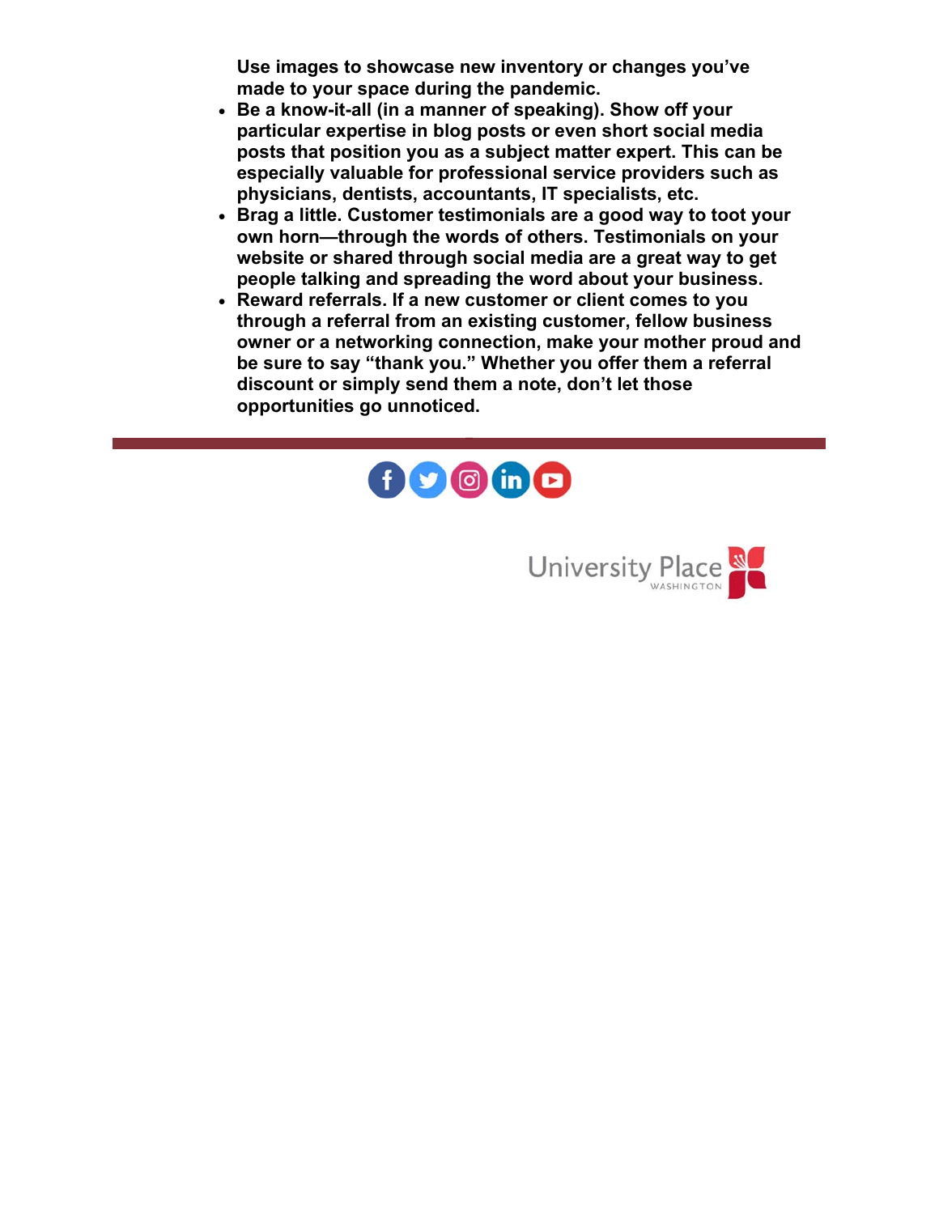**Use images to showcase new inventory or changes you've made to your space during the pandemic.**

- **Be a know-it-all (in a manner of speaking). Show off your particular expertise in blog posts or even short social media posts that position you as a subject matter expert. This can be especially valuable for professional service providers such as physicians, dentists, accountants, IT specialists, etc.**
- **Brag a little. Customer testimonials are a good way to toot your own horn—through the words of others. Testimonials on your website or shared through social media are a great way to get people talking and spreading the word about your business.**
- **Reward referrals. If a new customer or client comes to you through a referral from an existing customer, fellow business owner or a networking connection, make your mother proud and be sure to say "thank you." Whether you offer them a referral discount or simply send them a note, don't let those opportunities go unnoticed.**

---

University Place
WASHINGTON